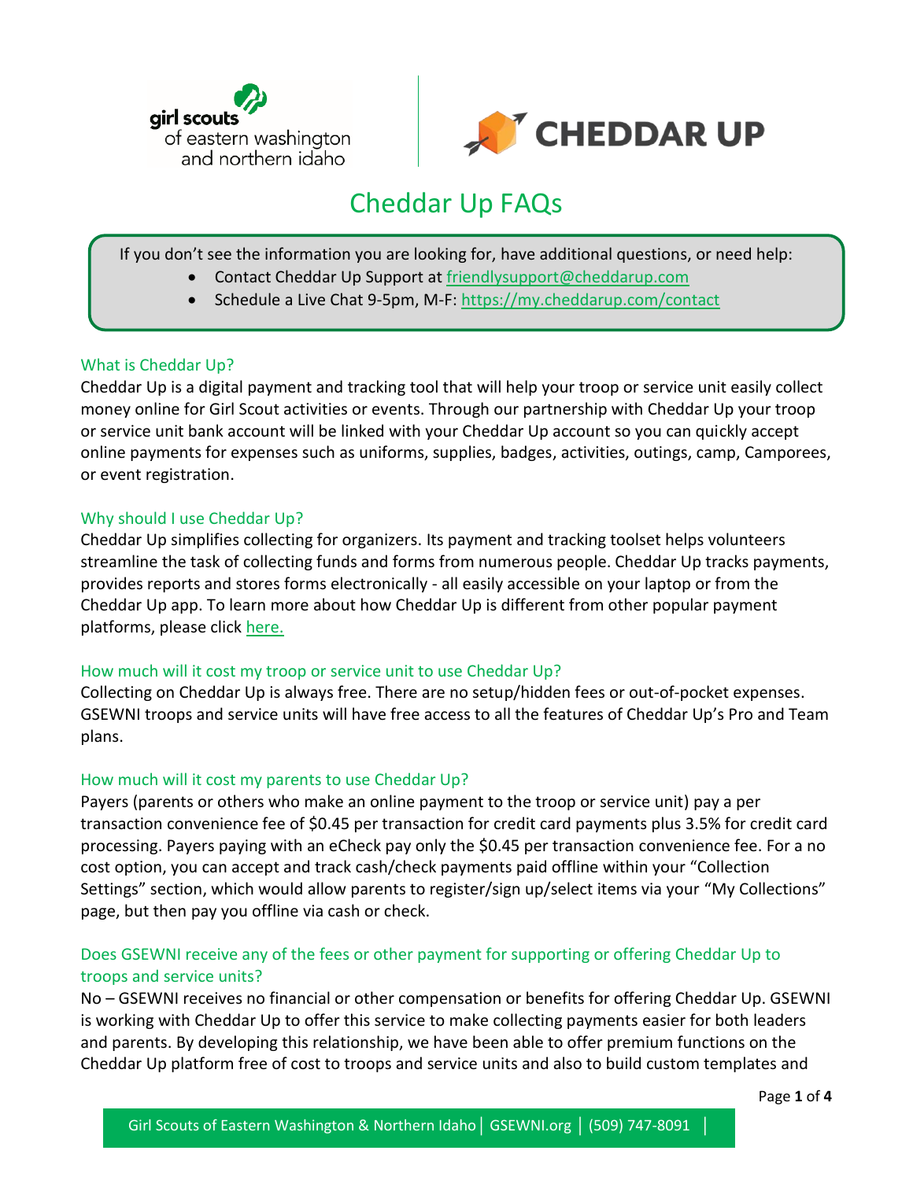# Cheddar Up FAQs

If you don't see the information you are looking for, have additional questions, or need help:

- Contact Cheddar Up Support at friendlysupport@cheddarup.com
- Schedule a Live Chat 9-5pm, M-F: https://my.cheddarup.com/contact

## What is Cheddar Up?

Cheddar Up is a digital payment and tracking tool that will help your troop or service unit easily collect money online for Girl Scout activities or events. Through our partnership with Cheddar Up your troop or service unit bank account will be linked with your Cheddar Up account so you can quickly accept online payments for expenses such as uniforms, supplies, badges, activities, outings, camp, Camporees, or event registration.

## Why should I use Cheddar Up?

Cheddar Up simplifies collecting for organizers. Its payment and tracking toolset helps volunteers streamline the task of collecting funds and forms from numerous people. Cheddar Up tracks payments, provides reports and stores forms electronically - all easily accessible on your laptop or from the Cheddar Up app. To learn more about how Cheddar Up is different from other popular payment platforms, please click here.

## How much will it cost my troop or service unit to use Cheddar Up?

Collecting on Cheddar Up is always free. There are no setup/hidden fees or out-of-pocket expenses. GSEWNI troops and service units will have free access to all the features of Cheddar Up's Pro and Team plans.

## How much will it cost my parents to use Cheddar Up?

Payers (parents or others who make an online payment to the troop or service unit) pay a per transaction convenience fee of $0.45 per transaction for credit card payments plus 3.5% for credit card processing. Payers paying with an eCheck pay only the $0.45 per transaction convenience fee. For a no cost option, you can accept and track cash/check payments paid offline within your "Collection Settings" section, which would allow parents to register/sign up/select items via your "My Collections" page, but then pay you offline via cash or check.

## Does GSEWNI receive any of the fees or other payment for supporting or offering Cheddar Up to troops and service units?

No – GSEWNI receives no financial or other compensation or benefits for offering Cheddar Up. GSEWNI is working with Cheddar Up to offer this service to make collecting payments easier for both leaders and parents. By developing this relationship, we have been able to offer premium functions on the Cheddar Up platform free of cost to troops and service units and also to build custom templates and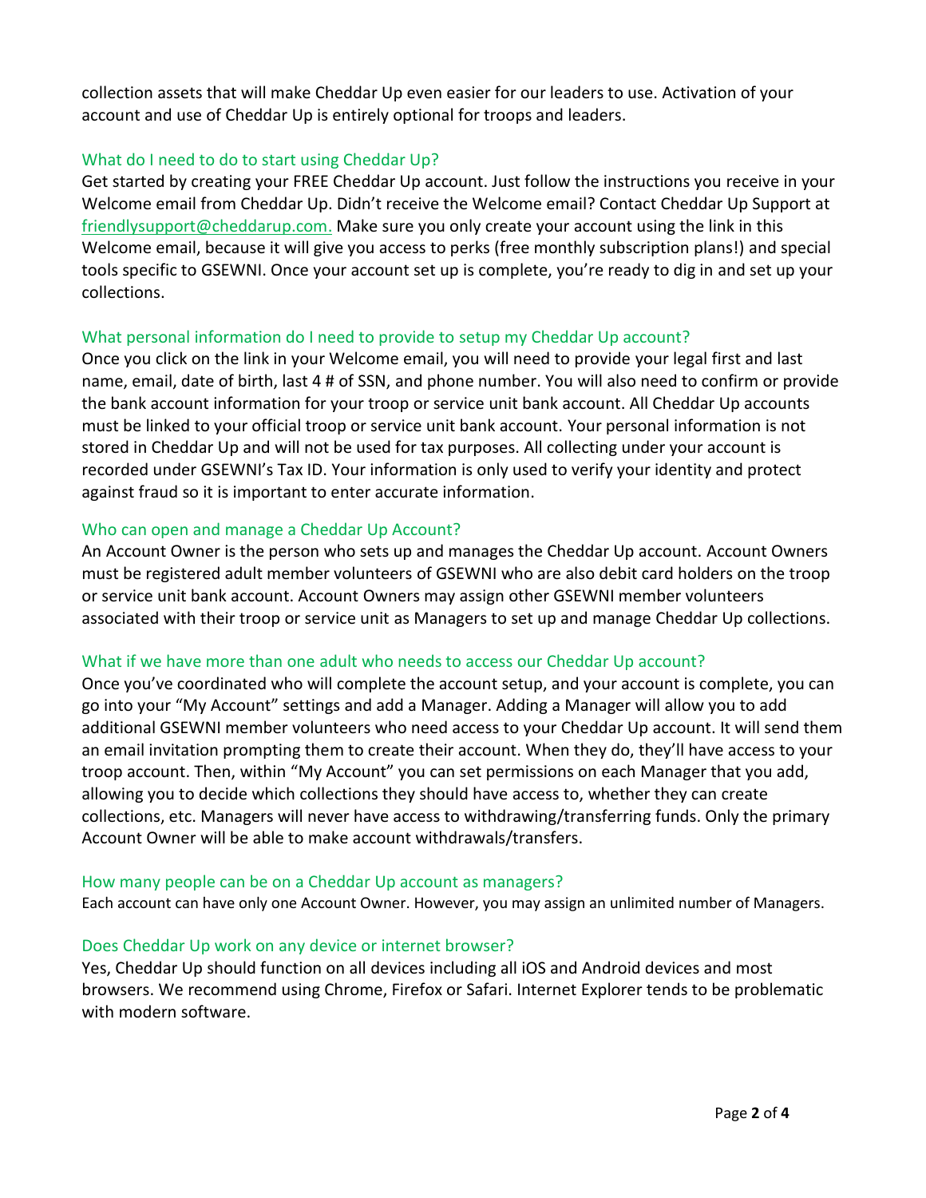collection assets that will make Cheddar Up even easier for our leaders to use. Activation of your account and use of Cheddar Up is entirely optional for troops and leaders.

### What do I need to do to start using Cheddar Up?

Get started by creating your FREE Cheddar Up account. Just follow the instructions you receive in your Welcome email from Cheddar Up. Didn't receive the Welcome email? Contact Cheddar Up Support at friendlysupport@cheddarup.com. Make sure you only create your account using the link in this Welcome email, because it will give you access to perks (free monthly subscription plans!) and special tools specific to GSEWNI. Once your account set up is complete, you're ready to dig in and set up your collections.

### What personal information do I need to provide to setup my Cheddar Up account?

Once you click on the link in your Welcome email, you will need to provide your legal first and last name, email, date of birth, last 4 # of SSN, and phone number. You will also need to confirm or provide the bank account information for your troop or service unit bank account. All Cheddar Up accounts must be linked to your official troop or service unit bank account. Your personal information is not stored in Cheddar Up and will not be used for tax purposes. All collecting under your account is recorded under GSEWNI's Tax ID. Your information is only used to verify your identity and protect against fraud so it is important to enter accurate information.

### Who can open and manage a Cheddar Up Account?

An Account Owner is the person who sets up and manages the Cheddar Up account. Account Owners must be registered adult member volunteers of GSEWNI who are also debit card holders on the troop or service unit bank account. Account Owners may assign other GSEWNI member volunteers associated with their troop or service unit as Managers to set up and manage Cheddar Up collections.

### What if we have more than one adult who needs to access our Cheddar Up account?

Once you've coordinated who will complete the account setup, and your account is complete, you can go into your "My Account" settings and add a Manager. Adding a Manager will allow you to add additional GSEWNI member volunteers who need access to your Cheddar Up account. It will send them an email invitation prompting them to create their account. When they do, they'll have access to your troop account. Then, within "My Account" you can set permissions on each Manager that you add, allowing you to decide which collections they should have access to, whether they can create collections, etc. Managers will never have access to withdrawing/transferring funds. Only the primary Account Owner will be able to make account withdrawals/transfers.

### How many people can be on a Cheddar Up account as managers?

Each account can have only one Account Owner. However, you may assign an unlimited number of Managers.

### Does Cheddar Up work on any device or internet browser?

Yes, Cheddar Up should function on all devices including all iOS and Android devices and most browsers. We recommend using Chrome, Firefox or Safari. Internet Explorer tends to be problematic with modern software.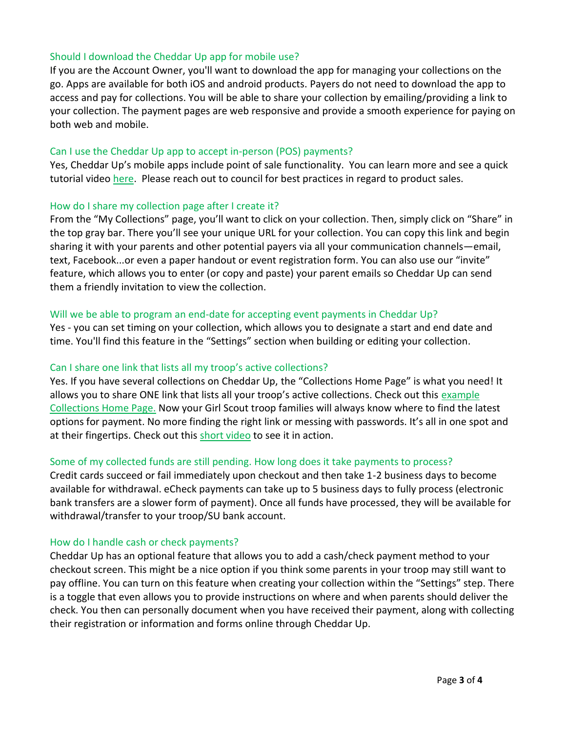### Should I download the Cheddar Up app for mobile use?

If you are the Account Owner, you'll want to download the app for managing your collections on the go. Apps are available for both iOS and android products. Payers do not need to download the app to access and pay for collections. You will be able to share your collection by emailing/providing a link to your collection. The payment pages are web responsive and provide a smooth experience for paying on both web and mobile.

### Can I use the Cheddar Up app to accept in-person (POS) payments?

Yes, Cheddar Up's mobile apps include point of sale functionality. You can learn more and see a quick tutorial video here. Please reach out to council for best practices in regard to product sales.

### How do I share my collection page after I create it?

From the "My Collections" page, you'll want to click on your collection. Then, simply click on "Share" in the top gray bar. There you'll see your unique URL for your collection. You can copy this link and begin sharing it with your parents and other potential payers via all your communication channels—email, text, Facebook...or even a paper handout or event registration form. You can also use our "invite" feature, which allows you to enter (or copy and paste) your parent emails so Cheddar Up can send them a friendly invitation to view the collection.

### Will we be able to program an end-date for accepting event payments in Cheddar Up?

Yes - you can set timing on your collection, which allows you to designate a start and end date and time. You'll find this feature in the "Settings" section when building or editing your collection.

### Can I share one link that lists all my troop's active collections?

Yes. If you have several collections on Cheddar Up, the "Collections Home Page" is what you need! It allows you to share ONE link that lists all your troop's active collections. Check out this example Collections Home Page. Now your Girl Scout troop families will always know where to find the latest options for payment. No more finding the right link or messing with passwords. It's all in one spot and at their fingertips. Check out this short video to see it in action.

### Some of my collected funds are still pending. How long does it take payments to process?

Credit cards succeed or fail immediately upon checkout and then take 1-2 business days to become available for withdrawal. eCheck payments can take up to 5 business days to fully process (electronic bank transfers are a slower form of payment). Once all funds have processed, they will be available for withdrawal/transfer to your troop/SU bank account.

### How do I handle cash or check payments?

Cheddar Up has an optional feature that allows you to add a cash/check payment method to your checkout screen. This might be a nice option if you think some parents in your troop may still want to pay offline. You can turn on this feature when creating your collection within the "Settings" step. There is a toggle that even allows you to provide instructions on where and when parents should deliver the check. You then can personally document when you have received their payment, along with collecting their registration or information and forms online through Cheddar Up.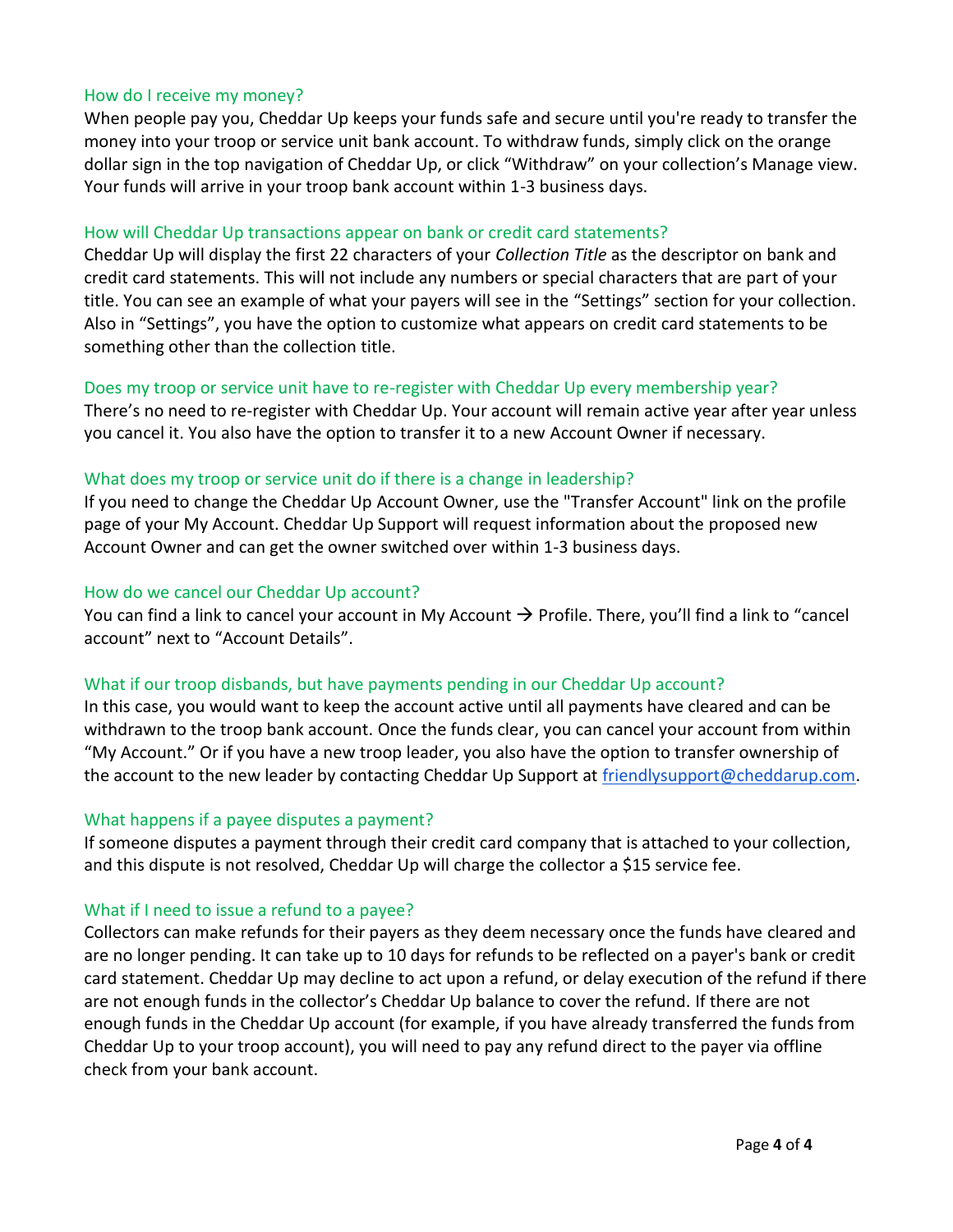### How do I receive my money?

When people pay you, Cheddar Up keeps your funds safe and secure until you're ready to transfer the money into your troop or service unit bank account. To withdraw funds, simply click on the orange dollar sign in the top navigation of Cheddar Up, or click "Withdraw" on your collection's Manage view. Your funds will arrive in your troop bank account within 1-3 business days.

### How will Cheddar Up transactions appear on bank or credit card statements?

Cheddar Up will display the first 22 characters of your *Collection Title* as the descriptor on bank and credit card statements. This will not include any numbers or special characters that are part of your title. You can see an example of what your payers will see in the "Settings" section for your collection. Also in "Settings", you have the option to customize what appears on credit card statements to be something other than the collection title.

### Does my troop or service unit have to re-register with Cheddar Up every membership year?

There's no need to re-register with Cheddar Up. Your account will remain active year after year unless you cancel it. You also have the option to transfer it to a new Account Owner if necessary.

### What does my troop or service unit do if there is a change in leadership?

If you need to change the Cheddar Up Account Owner, use the "Transfer Account" link on the profile page of your My Account. Cheddar Up Support will request information about the proposed new Account Owner and can get the owner switched over within 1-3 business days.

### How do we cancel our Cheddar Up account?

You can find a link to cancel your account in My Account → Profile. There, you'll find a link to "cancel account" next to "Account Details".

### What if our troop disbands, but have payments pending in our Cheddar Up account?

In this case, you would want to keep the account active until all payments have cleared and can be withdrawn to the troop bank account. Once the funds clear, you can cancel your account from within "My Account." Or if you have a new troop leader, you also have the option to transfer ownership of the account to the new leader by contacting Cheddar Up Support at friendlysupport@cheddarup.com.

### What happens if a payee disputes a payment?

If someone disputes a payment through their credit card company that is attached to your collection, and this dispute is not resolved, Cheddar Up will charge the collector a $15 service fee.

### What if I need to issue a refund to a payee?

Collectors can make refunds for their payers as they deem necessary once the funds have cleared and are no longer pending. It can take up to 10 days for refunds to be reflected on a payer's bank or credit card statement. Cheddar Up may decline to act upon a refund, or delay execution of the refund if there are not enough funds in the collector's Cheddar Up balance to cover the refund. If there are not enough funds in the Cheddar Up account (for example, if you have already transferred the funds from Cheddar Up to your troop account), you will need to pay any refund direct to the payer via offline check from your bank account.